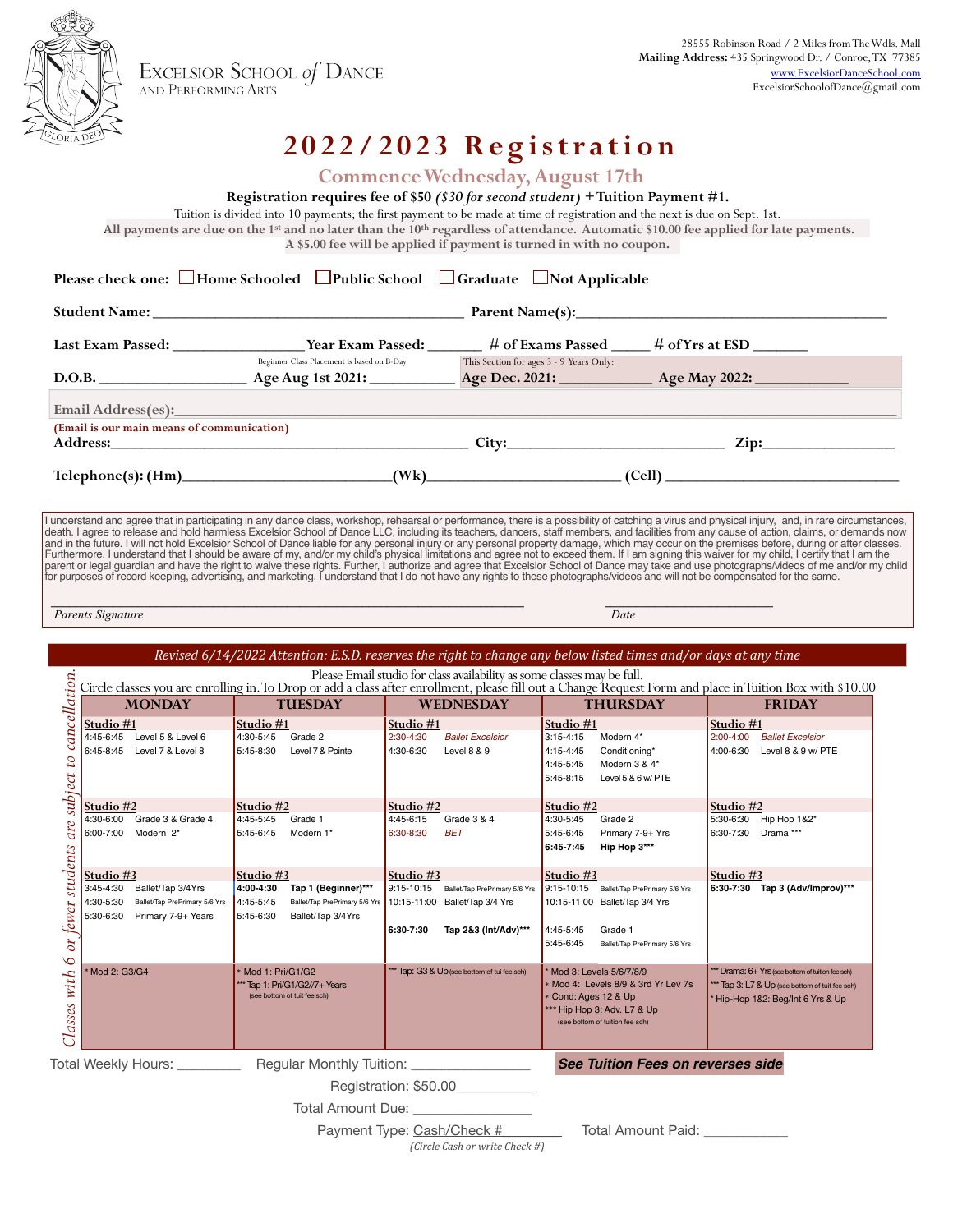Excelsior School of Dance and Performing Arts

GLORIA DEO

28555 Robinson Road / 2 Miles from The Wdls. Mall
**Mailing Address:** 435 Springwood Dr. / Conroe, TX 77385
www.ExcelsiorDanceSchool.com
ExcelsiorSchoolofDance@gmail.com

# 2022/2023 Registration

## Commence Wednesday, August 17th

**Registration requires fee of $50** ***($30 for second student)*** **+ Tuition Payment #1.**

Tuition is divided into 10 payments; the first payment to be made at time of registration and the next is due on Sept. 1st.

**All payments are due on the 1st and no later than the 10th regardless of attendance. Automatic $10.00 fee applied for late payments.**
**A $5.00 fee will be applied if payment is turned in with no coupon.**

**Please check one:** ☐ Home Schooled ☐ Public School ☐ Graduate ☐ Not Applicable

**Student Name:** ______________________ **Parent Name(s):** ______________________

**Last Exam Passed:** __________ **Year Exam Passed:** ______ **# of Exams Passed** _____ **# of Yrs at ESD** ______

Beginner Class Placement is based on B-Day — This Section for ages 3 - 9 Years Only:

**D.O.B.** __________ **Age Aug 1st 2021:** __________ **Age Dec. 2021:** __________ **Age May 2022:** __________

**Email Address(es):** ______________________

**(Email is our main means of communication)**

**Address:** ______________________ **City:** ______________ **Zip:** __________

**Telephone(s): (Hm)** ______________ **(Wk)** ______________ **(Cell)** ______________

I understand and agree that in participating in any dance class, workshop, rehearsal or performance, there is a possibility of catching a virus and physical injury, and, in rare circumstances, death. I agree to release and hold harmless Excelsior School of Dance LLC, including its teachers, dancers, staff members, and facilities from any cause of action, claims, or demands now and in the future. I will not hold Excelsior School of Dance liable for any personal injury or any personal property damage, which may occur on the premises before, during or after classes. Furthermore, I understand that I should be aware of my, and/or my child's physical limitations and agree not to exceed them. If I am signing this waiver for my child, I certify that I am the parent or legal guardian and have the right to waive these rights. Further, I authorize and agree that Excelsior School of Dance may take and use photographs/videos of me and/or my child for purposes of record keeping, advertising, and marketing. I understand that I do not have any rights to these photographs/videos and will not be compensated for the same.

______________________________ ______________
*Parents Signature* *Date*

*Revised 6/14/2022 Attention: E.S.D. reserves the right to change any below listed times and/or days at any time*

Please Email studio for class availability as some classes may be full.
Circle classes you are enrolling in. To Drop or add a class after enrollment, please fill out a Change Request Form and place in Tuition Box with $10.00

*Classes with 6 or fewer students are subject to cancellation.*

| MONDAY | TUESDAY | WEDNESDAY | THURSDAY | FRIDAY |
|---|---|---|---|---|
| **Studio #1** | **Studio #1** | **Studio #1** | **Studio #1** | **Studio #1** |
| 4:45-6:45 Level 5 & Level 6 | 4:30-5:45 Grade 2 | 2:30-4:30 *Ballet Excelsior* | 3:15-4:15 Modern 4* | 2:00-4:00 *Ballet Excelsior* |
| 6:45-8:45 Level 7 & Level 8 | 5:45-8:30 Level 7 & Pointe | 4:30-6:30 Level 8 & 9 | 4:15-4:45 Conditioning* | 4:00-6:30 Level 8 & 9 w/ PTE |
| | | | 4:45-5:45 Modern 3 & 4* | |
| | | | 5:45-8:15 Level 5 & 6 w/ PTE | |
| **Studio #2** | **Studio #2** | **Studio #2** | **Studio #2** | **Studio #2** |
| 4:30-6:00 Grade 3 & Grade 4 | 4:45-5:45 Grade 1 | 4:45-6:15 Grade 3 & 4 | 4:30-5:45 Grade 2 | 5:30-6:30 Hip Hop 1&2* |
| 6:00-7:00 Modern 2* | 5:45-6:45 Modern 1* | 6:30-8:30 *BET* | 5:45-6:45 Primary 7-9+ Yrs | 6:30-7:30 Drama *** |
| | | | **6:45-7:45 Hip Hop 3*** | |
| **Studio #3** | **Studio #3** | **Studio #3** | **Studio #3** | **Studio #3** |
| 3:45-4:30 Ballet/Tap 3/4Yrs | **4:00-4:30 Tap 1 (Beginner)*** | 9:15-10:15 Ballet/Tap PrePrimary 5/6 Yrs | 9:15-10:15 Ballet/Tap PrePrimary 5/6 Yrs | **6:30-7:30 Tap 3 (Adv/Improv)*** |
| 4:30-5:30 Ballet/Tap PrePrimary 5/6 Yrs | 4:45-5:45 Ballet/Tap PrePrimary 5/6 Yrs | 10:15-11:00 Ballet/Tap 3/4 Yrs | 10:15-11:00 Ballet/Tap 3/4 Yrs | |
| 5:30-6:30 Primary 7-9+ Years | 5:45-6:30 Ballet/Tap 3/4Yrs | | | |
| | | **6:30-7:30 Tap 2&3 (Int/Adv)*** | 4:45-5:45 Grade 1 | |
| | | | 5:45-6:45 Ballet/Tap PrePrimary 5/6 Yrs | |
| * Mod 2: G3/G4 | * Mod 1: Pri/G1/G2<br>*** Tap 1: Pri/G1/G2//7+ Years (see bottom of tuit fee sch) | *** Tap: G3 & Up (see bottom of tui fee sch) | * Mod 3: Levels 5/6/7/8/9<br>* Mod 4: Levels 8/9 & 3rd Yr Lev 7s<br>* Cond: Ages 12 & Up<br>*** Hip Hop 3: Adv. L7 & Up (see bottom of tuition fee sch) | *** Drama: 6+ Yrs (see bottom of tuition fee sch)<br>*** Tap 3: L7 & Up (see bottom of tuit fee sch)<br>* Hip-Hop 1&2: Beg/Int 6 Yrs & Up |

Total Weekly Hours: ________ Regular Monthly Tuition: ______________ ***See Tuition Fees on reverses side***

Registration: $50.00__________

Total Amount Due: ______________

Payment Type: Cash/Check #________ Total Amount Paid: __________

*(Circle Cash or write Check #)*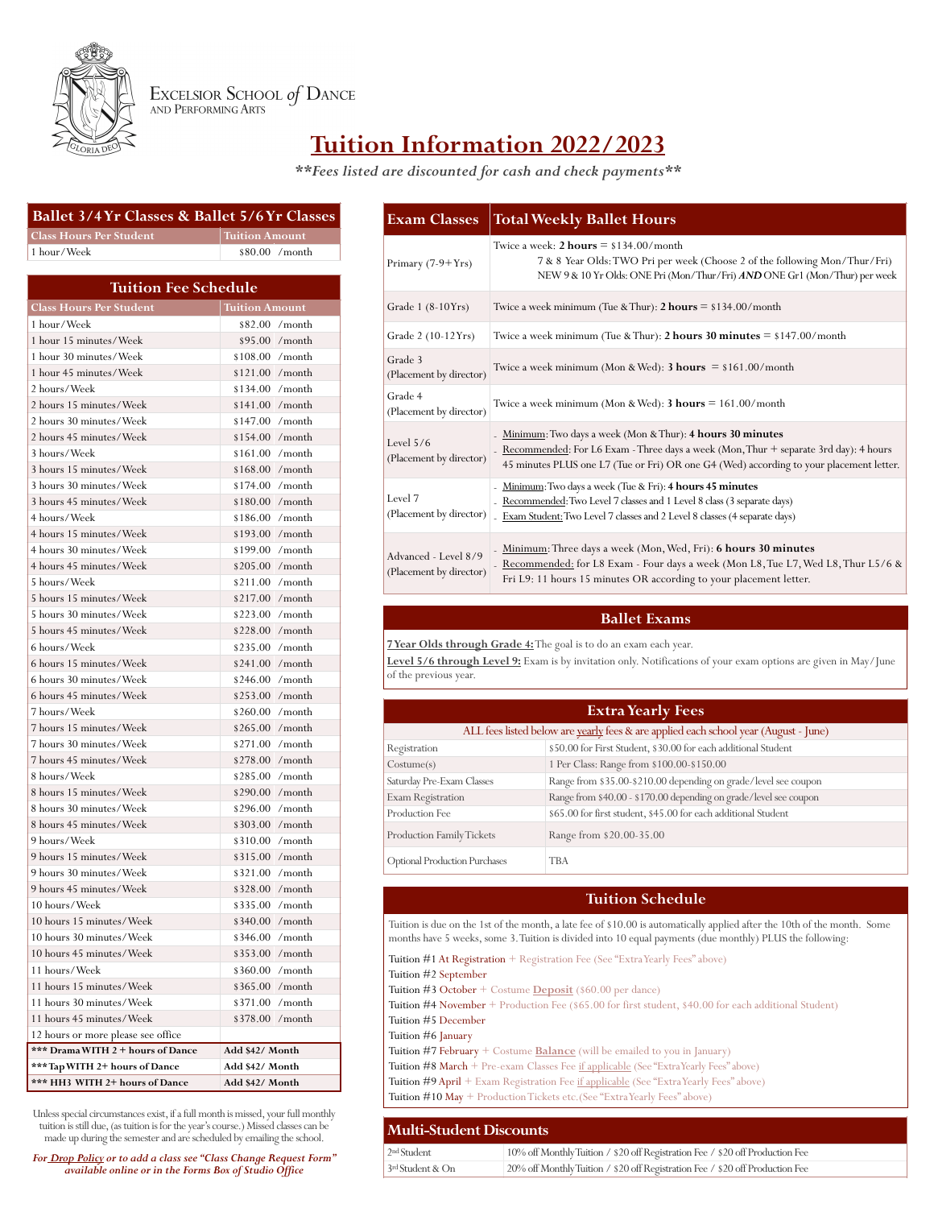Excelsior School *of* Dance
and Performing Arts

# Tuition Information 2022/2023

***\*\*Fees listed are discounted for cash and check payments\*\****

## Ballet 3/4 Yr Classes & Ballet 5/6 Yr Classes

| Class Hours Per Student | Tuition Amount |
|---|---|
| 1 hour/Week | $80.00 /month |

## Tuition Fee Schedule

| Class Hours Per Student | Tuition Amount |
|---|---|
| 1 hour/Week | $82.00 /month |
| 1 hour 15 minutes/Week | $95.00 /month |
| 1 hour 30 minutes/Week | $108.00 /month |
| 1 hour 45 minutes/Week | $121.00 /month |
| 2 hours/Week | $134.00 /month |
| 2 hours 15 minutes/Week | $141.00 /month |
| 2 hours 30 minutes/Week | $147.00 /month |
| 2 hours 45 minutes/Week | $154.00 /month |
| 3 hours/Week | $161.00 /month |
| 3 hours 15 minutes/Week | $168.00 /month |
| 3 hours 30 minutes/Week | $174.00 /month |
| 3 hours 45 minutes/Week | $180.00 /month |
| 4 hours/Week | $186.00 /month |
| 4 hours 15 minutes/Week | $193.00 /month |
| 4 hours 30 minutes/Week | $199.00 /month |
| 4 hours 45 minutes/Week | $205.00 /month |
| 5 hours/Week | $211.00 /month |
| 5 hours 15 minutes/Week | $217.00 /month |
| 5 hours 30 minutes/Week | $223.00 /month |
| 5 hours 45 minutes/Week | $228.00 /month |
| 6 hours/Week | $235.00 /month |
| 6 hours 15 minutes/Week | $241.00 /month |
| 6 hours 30 minutes/Week | $246.00 /month |
| 6 hours 45 minutes/Week | $253.00 /month |
| 7 hours/Week | $260.00 /month |
| 7 hours 15 minutes/Week | $265.00 /month |
| 7 hours 30 minutes/Week | $271.00 /month |
| 7 hours 45 minutes/Week | $278.00 /month |
| 8 hours/Week | $285.00 /month |
| 8 hours 15 minutes/Week | $290.00 /month |
| 8 hours 30 minutes/Week | $296.00 /month |
| 8 hours 45 minutes/Week | $303.00 /month |
| 9 hours/Week | $310.00 /month |
| 9 hours 15 minutes/Week | $315.00 /month |
| 9 hours 30 minutes/Week | $321.00 /month |
| 9 hours 45 minutes/Week | $328.00 /month |
| 10 hours/Week | $335.00 /month |
| 10 hours 15 minutes/Week | $340.00 /month |
| 10 hours 30 minutes/Week | $346.00 /month |
| 10 hours 45 minutes/Week | $353.00 /month |
| 11 hours/Week | $360.00 /month |
| 11 hours 15 minutes/Week | $365.00 /month |
| 11 hours 30 minutes/Week | $371.00 /month |
| 11 hours 45 minutes/Week | $378.00 /month |
| 12 hours or more please see office | |
| **\*\*\* Drama WITH 2 + hours of Dance** | **Add $42/ Month** |
| **\*\*\*Tap WITH 2+ hours of Dance** | **Add $42/ Month** |
| **\*\*\* HH3 WITH 2+ hours of Dance** | **Add $42/ Month** |

Unless special circumstances exist, if a full month is missed, your full monthly tuition is still due, (as tuition is for the year's course.) Missed classes can be made up during the semester and are scheduled by emailing the school.

***For Drop Policy or to add a class see "Class Change Request Form" available online or in the Forms Box of Studio Office***

| Exam Classes | Total Weekly Ballet Hours |
|---|---|
| Primary (7-9+ Yrs) | Twice a week: **2 hours** = $134.00/month<br>7 & 8 Year Olds: TWO Pri per week (Choose 2 of the following Mon/Thur/Fri)<br>NEW 9 & 10 Yr Olds: ONE Pri (Mon/Thur/Fri) ***AND*** ONE Gr1 (Mon/Thur) per week |
| Grade 1 (8-10 Yrs) | Twice a week minimum (Tue & Thur): **2 hours** = $134.00/month |
| Grade 2 (10-12 Yrs) | Twice a week minimum (Tue & Thur): **2 hours 30 minutes** = $147.00/month |
| Grade 3 (Placement by director) | Twice a week minimum (Mon & Wed): **3 hours** = $161.00/month |
| Grade 4 (Placement by director) | Twice a week minimum (Mon & Wed): **3 hours** = 161.00/month |
| Level 5/6 (Placement by director) | - Minimum: Two days a week (Mon & Thur): **4 hours 30 minutes**<br>- Recommended: For L6 Exam - Three days a week (Mon, Thur + separate 3rd day): 4 hours 45 minutes PLUS one L7 (Tue or Fri) OR one G4 (Wed) according to your placement letter. |
| Level 7 (Placement by director) | - Minimum: Two days a week (Tue & Fri): **4 hours 45 minutes**<br>- Recommended: Two Level 7 classes and 1 Level 8 class (3 separate days)<br>- Exam Student: Two Level 7 classes and 2 Level 8 classes (4 separate days) |
| Advanced - Level 8/9 (Placement by director) | - Minimum: Three days a week (Mon, Wed, Fri): **6 hours 30 minutes**<br>- Recommended: for L8 Exam - Four days a week (Mon L8, Tue L7, Wed L8, Thur L5/6 & Fri L9: 11 hours 15 minutes OR according to your placement letter. |

## Ballet Exams

**7 Year Olds through Grade 4:** The goal is to do an exam each year.

**Level 5/6 through Level 9:** Exam is by invitation only. Notifications of your exam options are given in May/June of the previous year.

## Extra Yearly Fees

ALL fees listed below are yearly fees & are applied each school year (August - June)

| | |
|---|---|
| Registration | $50.00 for First Student, $30.00 for each additional Student |
| Costume(s) | 1 Per Class: Range from $100.00-$150.00 |
| Saturday Pre-Exam Classes | Range from $35.00-$210.00 depending on grade/level see coupon |
| Exam Registration | Range from $40.00 - $170.00 depending on grade/level see coupon |
| Production Fee | $65.00 for first student, $45.00 for each additional Student |
| Production Family Tickets | Range from $20.00-35.00 |
| Optional Production Purchases | TBA |

## Tuition Schedule

Tuition is due on the 1st of the month, a late fee of $10.00 is automatically applied after the 10th of the month. Some months have 5 weeks, some 3. Tuition is divided into 10 equal payments (due monthly) PLUS the following:

Tuition #1 At Registration + Registration Fee (See "Extra Yearly Fees" above)
Tuition #2 September
Tuition #3 October + Costume **Deposit** ($60.00 per dance)
Tuition #4 November + Production Fee ($65.00 for first student, $40.00 for each additional Student)
Tuition #5 December
Tuition #6 January
Tuition #7 February + Costume **Balance** (will be emailed to you in January)
Tuition #8 March + Pre-exam Classes Fee if applicable (See "Extra Yearly Fees" above)
Tuition #9 April + Exam Registration Fee if applicable (See "Extra Yearly Fees" above)
Tuition #10 May + Production Tickets etc. (See "Extra Yearly Fees" above)

## Multi-Student Discounts

| | |
|---|---|
| 2nd Student | 10% off Monthly Tuition / $20 off Registration Fee / $20 off Production Fee |
| 3rd Student & On | 20% off Monthly Tuition / $20 off Registration Fee / $20 off Production Fee |